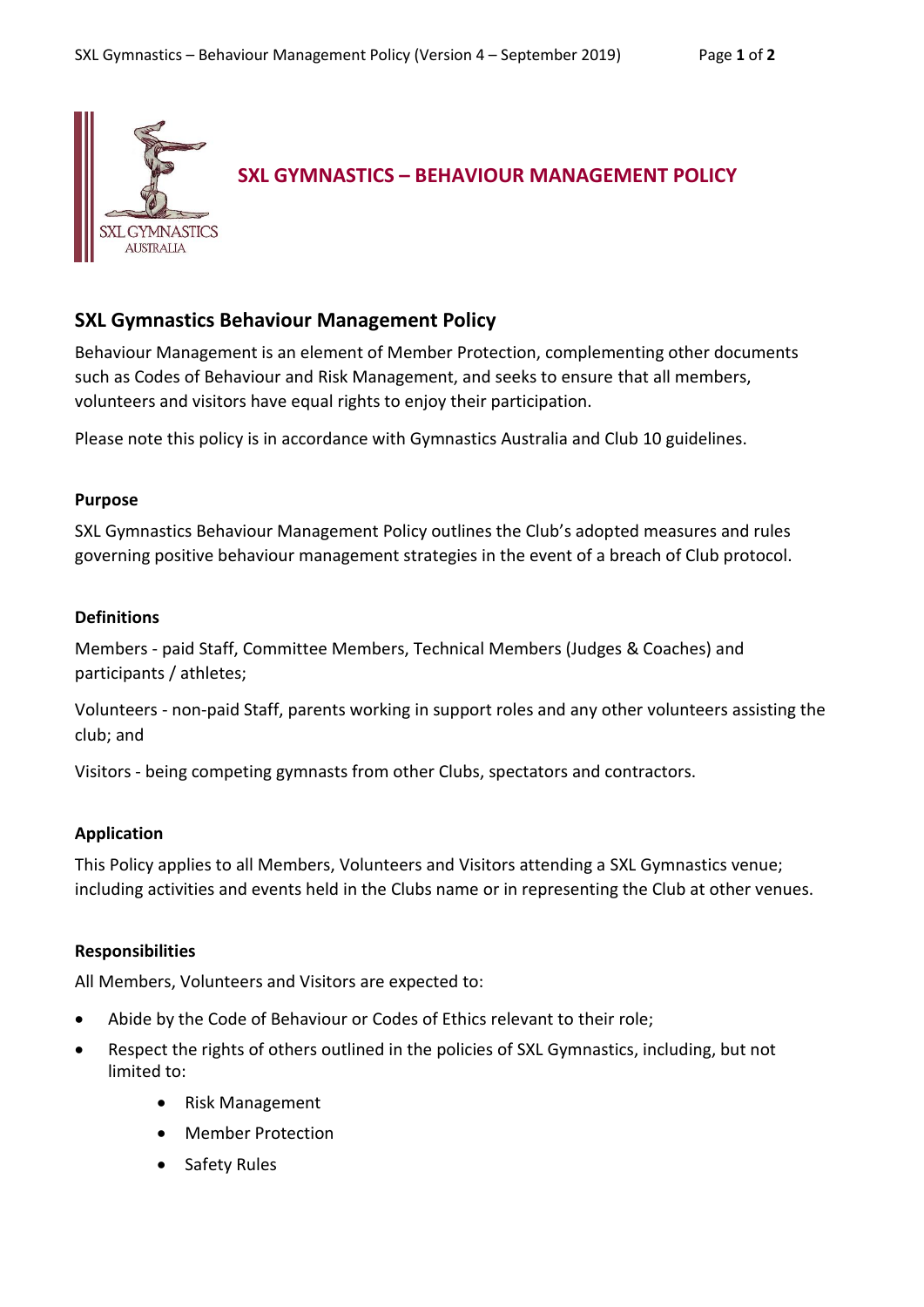# SXL GYMNASTICS – BEHAVIOUR MANAGEMENT POLICY

## SXL Gymnastics Behaviour Management Policy

Behaviour Management is an element of Member Protection, complementing other documents such as Codes of Behaviour and Risk Management, and seeks to ensure that all members, volunteers and visitors have equal rights to enjoy their participation.

Please note this policy is in accordance with Gymnastics Australia and Club 10 guidelines.

### Purpose

SXL Gymnastics Behaviour Management Policy outlines the Club's adopted measures and rules governing positive behaviour management strategies in the event of a breach of Club protocol.

### Definitions

Members - paid Staff, Committee Members, Technical Members (Judges & Coaches) and participants / athletes;

Volunteers - non-paid Staff, parents working in support roles and any other volunteers assisting the club; and

Visitors - being competing gymnasts from other Clubs, spectators and contractors.

### Application

This Policy applies to all Members, Volunteers and Visitors attending a SXL Gymnastics venue; including activities and events held in the Clubs name or in representing the Club at other venues.

### Responsibilities

All Members, Volunteers and Visitors are expected to:

- Abide by the Code of Behaviour or Codes of Ethics relevant to their role;
- Respect the rights of others outlined in the policies of SXL Gymnastics, including, but not limited to:
    - Risk Management
    - Member Protection
    - Safety Rules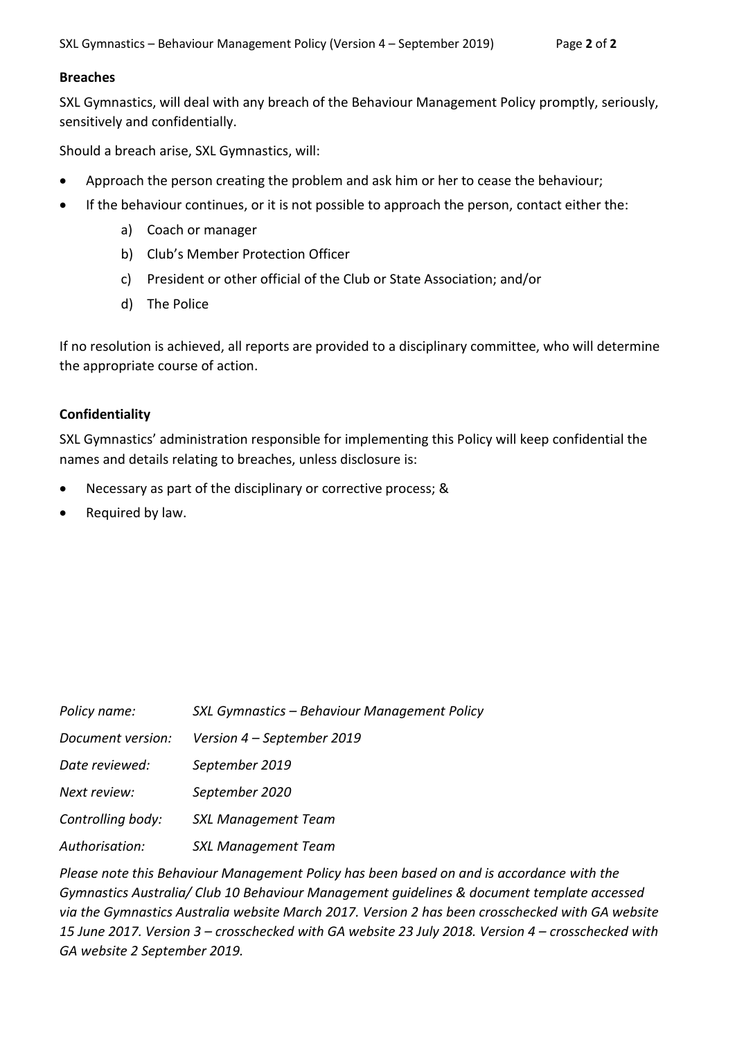**Breaches**

SXL Gymnastics, will deal with any breach of the Behaviour Management Policy promptly, seriously, sensitively and confidentially.

Should a breach arise, SXL Gymnastics, will:

- Approach the person creating the problem and ask him or her to cease the behaviour;
- If the behaviour continues, or it is not possible to approach the person, contact either the:
    a) Coach or manager
    b) Club's Member Protection Officer
    c) President or other official of the Club or State Association; and/or
    d) The Police

If no resolution is achieved, all reports are provided to a disciplinary committee, who will determine the appropriate course of action.

**Confidentiality**

SXL Gymnastics' administration responsible for implementing this Policy will keep confidential the names and details relating to breaches, unless disclosure is:

- Necessary as part of the disciplinary or corrective process; &
- Required by law.

| | |
|---|---|
| *Policy name:* | *SXL Gymnastics – Behaviour Management Policy* |
| *Document version:* | *Version 4 – September 2019* |
| *Date reviewed:* | *September 2019* |
| *Next review:* | *September 2020* |
| *Controlling body:* | *SXL Management Team* |
| *Authorisation:* | *SXL Management Team* |

*Please note this Behaviour Management Policy has been based on and is accordance with the Gymnastics Australia/ Club 10 Behaviour Management guidelines & document template accessed via the Gymnastics Australia website March 2017. Version 2 has been crosschecked with GA website 15 June 2017. Version 3 – crosschecked with GA website 23 July 2018. Version 4 – crosschecked with GA website 2 September 2019.*